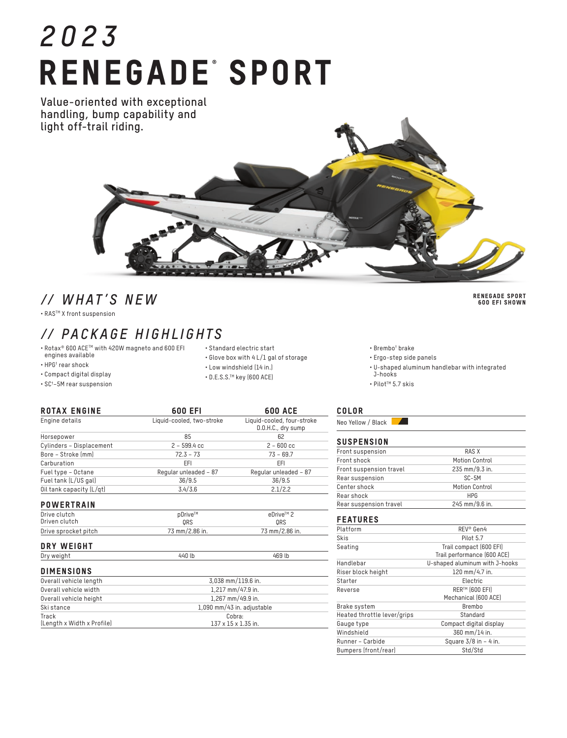# 2023
# RENEGADE® SPORT

**Value-oriented with exceptional handling, bump capability and light off-trail riding.**

RENEGADE SPORT 600 EFI SHOWN

## // WHAT'S NEW

- RAS™ X front suspension

## // PACKAGE HIGHLIGHTS

- Rotax® 600 ACE™ with 420W magneto and 600 EFI engines available
- HPG† rear shock
- Compact digital display
- SC†-5M rear suspension
- Standard electric start
- Glove box with 4 L/1 gal of storage
- Low windshield (14 in.)
- D.E.S.S.™ key (600 ACE)
- Brembo† brake
- Ergo-step side panels
- U-shaped aluminum handlebar with integrated J-hooks
- Pilot™ 5.7 skis

### ROTAX ENGINE

| ROTAX ENGINE | 600 EFI | 600 ACE |
|---|---|---|
| Engine details | Liquid-cooled, two-stroke | Liquid-cooled, four-stroke D.O.H.C., dry sump |
| Horsepower | 85 | 62 |
| Cylinders – Displacement | 2 – 599.4 cc | 2 – 600 cc |
| Bore – Stroke (mm) | 72.3 – 73 | 73 – 69.7 |
| Carburation | EFI | EFI |
| Fuel type – Octane | Regular unleaded – 87 | Regular unleaded – 87 |
| Fuel tank (L/US gal) | 36/9.5 | 36/9.5 |
| Oil tank capacity (L/qt) | 3.4/3.6 | 2.1/2.2 |

### POWERTRAIN

| POWERTRAIN | 600 EFI | 600 ACE |
|---|---|---|
| Drive clutch | pDrive™ | eDrive™ 2 |
| Driven clutch | QRS | QRS |
| Drive sprocket pitch | 73 mm/2.86 in. | 73 mm/2.86 in. |

### DRY WEIGHT

| DRY WEIGHT | 600 EFI | 600 ACE |
|---|---|---|
| Dry weight | 440 lb | 469 lb |

### DIMENSIONS

| DIMENSIONS | |
|---|---|
| Overall vehicle length | 3,038 mm/119.6 in. |
| Overall vehicle width | 1,217 mm/47.9 in. |
| Overall vehicle height | 1,267 mm/49.9 in. |
| Ski stance | 1,090 mm/43 in. adjustable |
| Track (Length x Width x Profile) | Cobra: 137 x 15 x 1.35 in. |

### COLOR

Neo Yellow / Black

### SUSPENSION

| SUSPENSION | |
|---|---|
| Front suspension | RAS X |
| Front shock | Motion Control |
| Front suspension travel | 235 mm/9.3 in. |
| Rear suspension | SC-5M |
| Center shock | Motion Control |
| Rear shock | HPG |
| Rear suspension travel | 245 mm/9.6 in. |

### FEATURES

| FEATURES | |
|---|---|
| Platform | REV® Gen4 |
| Skis | Pilot 5.7 |
| Seating | Trail compact (600 EFI) Trail performance (600 ACE) |
| Handlebar | U-shaped aluminum with J-hooks |
| Riser block height | 120 mm/4.7 in. |
| Starter | Electric |
| Reverse | RER™ (600 EFI) Mechanical (600 ACE) |
| Brake system | Brembo |
| Heated throttle lever/grips | Standard |
| Gauge type | Compact digital display |
| Windshield | 360 mm/14 in. |
| Runner – Carbide | Square 3/8 in – 4 in. |
| Bumpers (front/rear) | Std/Std |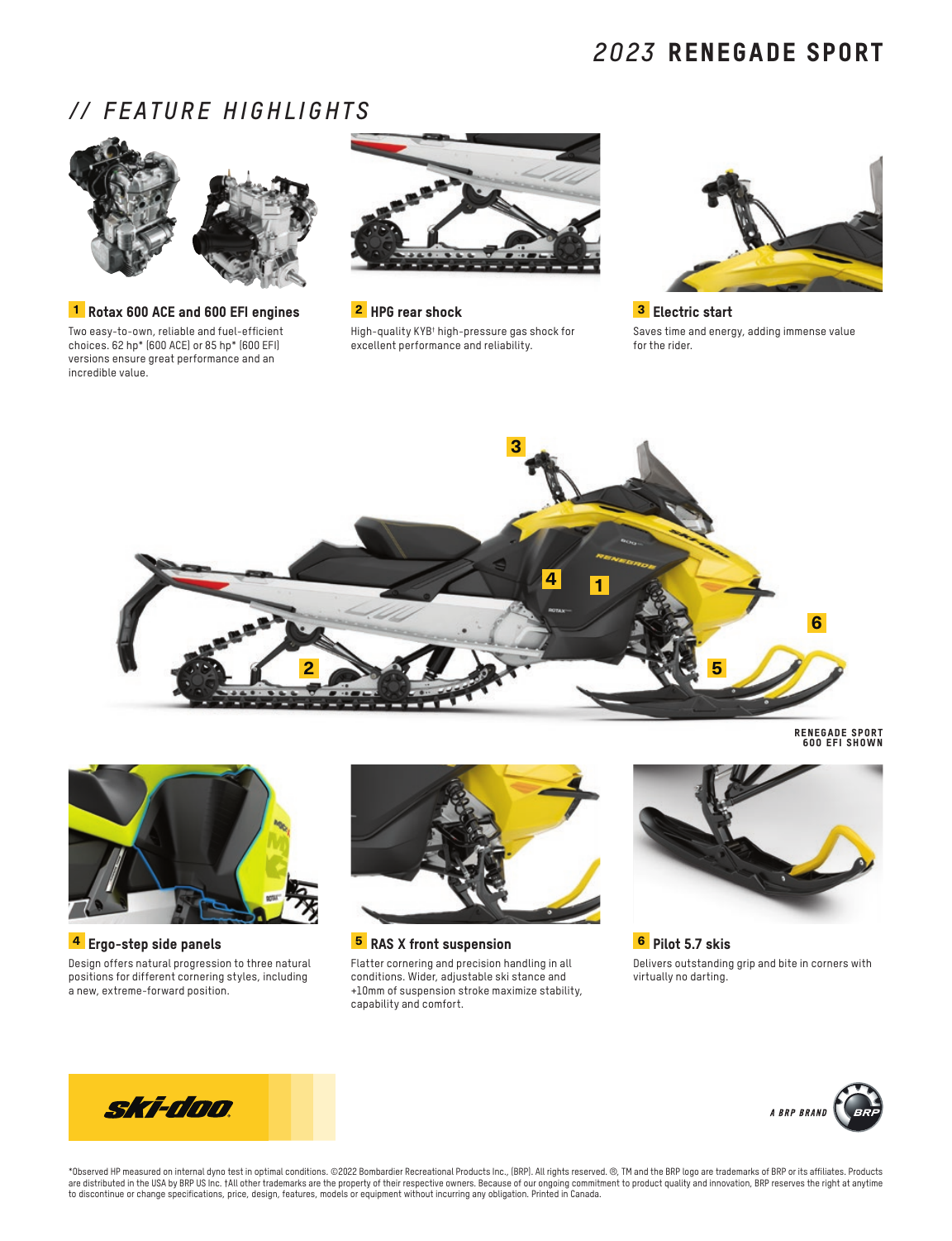# 2023 RENEGADE SPORT

## // FEATURE HIGHLIGHTS

### 1 Rotax 600 ACE and 600 EFI engines

Two easy-to-own, reliable and fuel-efficient choices. 62 hp* (600 ACE) or 85 hp* (600 EFI) versions ensure great performance and an incredible value.

### 2 HPG rear shock

High-quality KYB† high-pressure gas shock for excellent performance and reliability.

### 3 Electric start

Saves time and energy, adding immense value for the rider.

RENEGADE SPORT 600 EFI SHOWN

### 4 Ergo-step side panels

Design offers natural progression to three natural positions for different cornering styles, including a new, extreme-forward position.

### 5 RAS X front suspension

Flatter cornering and precision handling in all conditions. Wider, adjustable ski stance and +10mm of suspension stroke maximize stability, capability and comfort.

### 6 Pilot 5.7 skis

Delivers outstanding grip and bite in corners with virtually no darting.

ski-doo

A BRP BRAND

*Observed HP measured on internal dyno test in optimal conditions. ©2022 Bombardier Recreational Products Inc., (BRP). All rights reserved. ®, TM and the BRP logo are trademarks of BRP or its affiliates. Products are distributed in the USA by BRP US Inc. †All other trademarks are the property of their respective owners. Because of our ongoing commitment to product quality and innovation, BRP reserves the right at anytime to discontinue or change specifications, price, design, features, models or equipment without incurring any obligation. Printed in Canada.